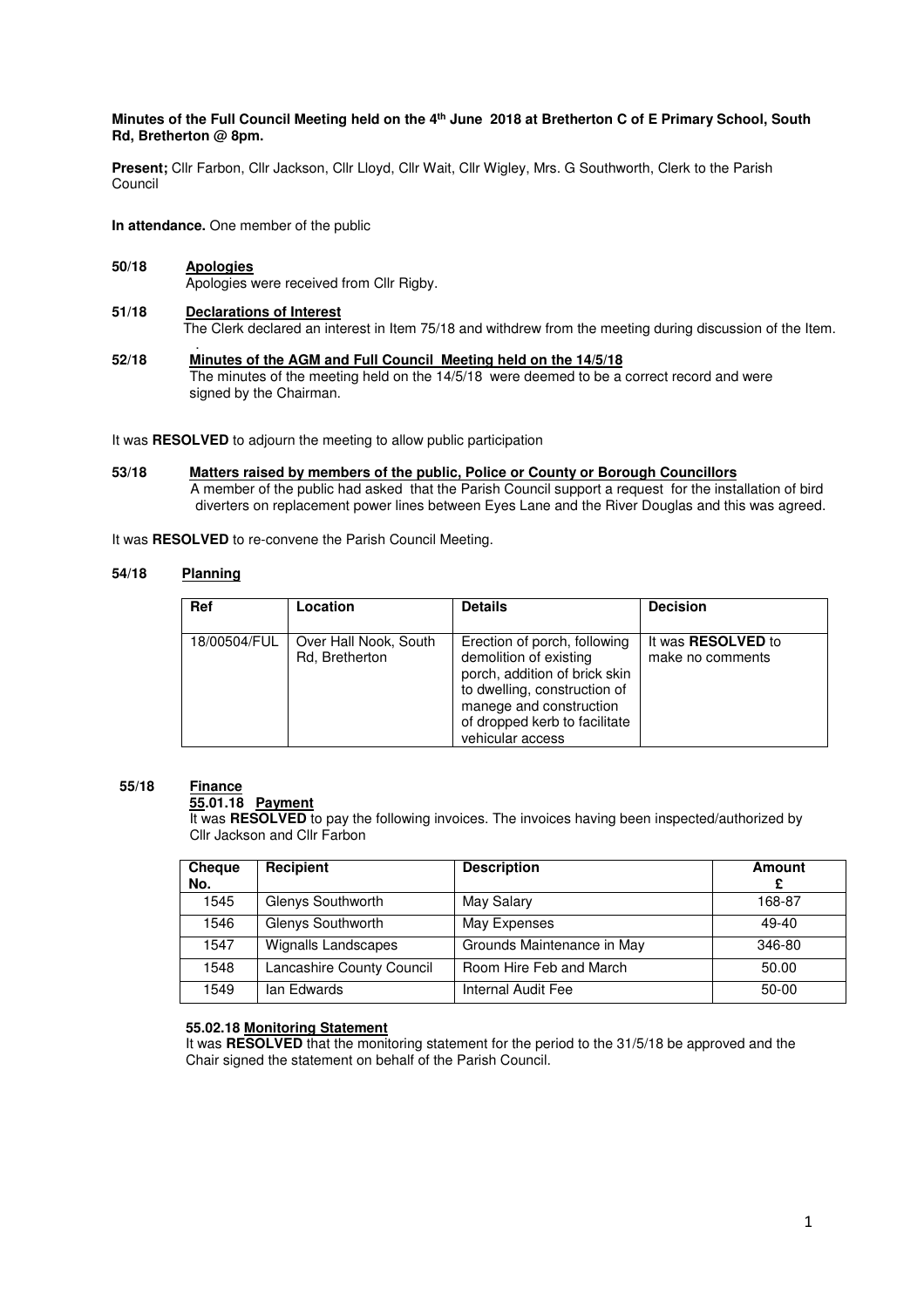**Minutes of the Full Council Meeting held on the 4th June 2018 at Bretherton C of E Primary School, South Rd, Bretherton @ 8pm.**

**Present;** Cllr Farbon, Cllr Jackson, Cllr Lloyd, Cllr Wait, Cllr Wigley, Mrs. G Southworth, Clerk to the Parish Council

**In attendance.** One member of the public

**50/18 Apologies**

Apologies were received from Cllr Rigby.

**51/18 Declarations of Interest**

The Clerk declared an interest in Item 75/18 and withdrew from the meeting during discussion of the Item.

**52/18 Minutes of the AGM and Full Council Meeting held on the 14/5/18**

The minutes of the meeting held on the 14/5/18 were deemed to be a correct record and were signed by the Chairman.

It was **RESOLVED** to adjourn the meeting to allow public participation

**53/18 Matters raised by members of the public, Police or County or Borough Councillors**

A member of the public had asked that the Parish Council support a request for the installation of bird diverters on replacement power lines between Eyes Lane and the River Douglas and this was agreed.

It was **RESOLVED** to re-convene the Parish Council Meeting.

**54/18 Planning**

| Ref | Location | Details | Decision |
|---|---|---|---|
| 18/00504/FUL | Over Hall Nook, South Rd, Bretherton | Erection of porch, following demolition of existing porch, addition of brick skin to dwelling, construction of manege and construction of dropped kerb to facilitate vehicular access | It was **RESOLVED** to make no comments |

**55/18 Finance**

**55.01.18 Payment**

It was **RESOLVED** to pay the following invoices. The invoices having been inspected/authorized by Cllr Jackson and Cllr Farbon

| Cheque No. | Recipient | Description | Amount £ |
|---|---|---|---|
| 1545 | Glenys Southworth | May Salary | 168-87 |
| 1546 | Glenys Southworth | May Expenses | 49-40 |
| 1547 | Wignalls Landscapes | Grounds Maintenance in May | 346-80 |
| 1548 | Lancashire County Council | Room Hire Feb and March | 50.00 |
| 1549 | Ian Edwards | Internal Audit Fee | 50-00 |

**55.02.18 Monitoring Statement**

It was **RESOLVED** that the monitoring statement for the period to the 31/5/18 be approved and the Chair signed the statement on behalf of the Parish Council.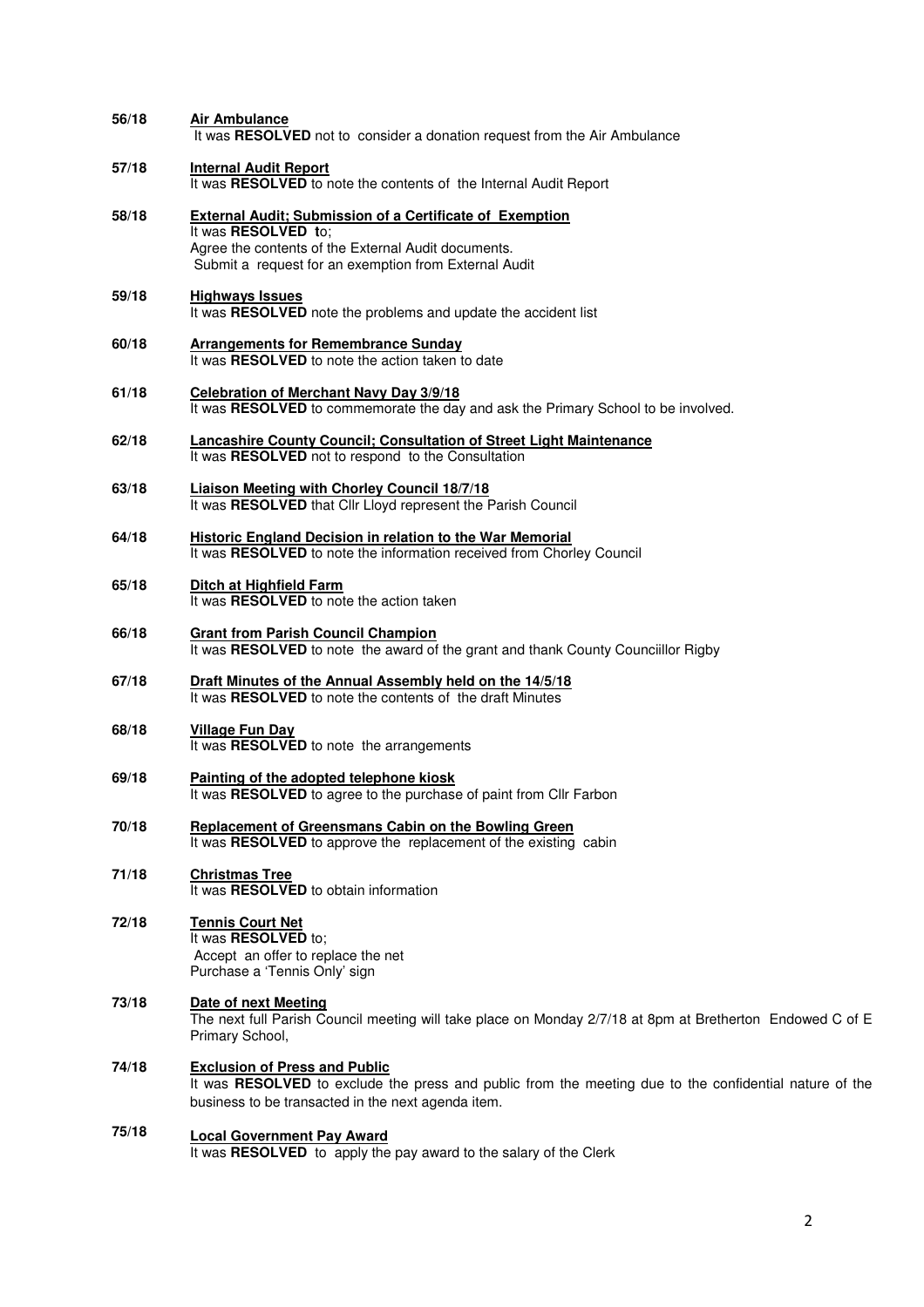**56/18** **Air Ambulance**
It was **RESOLVED** not to consider a donation request from the Air Ambulance

**57/18** **Internal Audit Report**
It was **RESOLVED** to note the contents of the Internal Audit Report

**58/18** **External Audit; Submission of a Certificate of Exemption**
It was **RESOLVED t**o;
Agree the contents of the External Audit documents.
Submit a request for an exemption from External Audit

**59/18** **Highways Issues**
It was **RESOLVED** note the problems and update the accident list

**60/18** **Arrangements for Remembrance Sunday**
It was **RESOLVED** to note the action taken to date

**61/18** **Celebration of Merchant Navy Day 3/9/18**
It was **RESOLVED** to commemorate the day and ask the Primary School to be involved.

**62/18** **Lancashire County Council; Consultation of Street Light Maintenance**
It was **RESOLVED** not to respond to the Consultation

**63/18** **Liaison Meeting with Chorley Council 18/7/18**
It was **RESOLVED** that Cllr Lloyd represent the Parish Council

**64/18** **Historic England Decision in relation to the War Memorial**
It was **RESOLVED** to note the information received from Chorley Council

**65/18** **Ditch at Highfield Farm**
It was **RESOLVED** to note the action taken

**66/18** **Grant from Parish Council Champion**
It was **RESOLVED** to note the award of the grant and thank County Counciillor Rigby

**67/18** **Draft Minutes of the Annual Assembly held on the 14/5/18**
It was **RESOLVED** to note the contents of the draft Minutes

**68/18** **Village Fun Day**
It was **RESOLVED** to note the arrangements

**69/18** **Painting of the adopted telephone kiosk**
It was **RESOLVED** to agree to the purchase of paint from Cllr Farbon

**70/18** **Replacement of Greensmans Cabin on the Bowling Green**
It was **RESOLVED** to approve the replacement of the existing cabin

**71/18** **Christmas Tree**
It was **RESOLVED** to obtain information

**72/18** **Tennis Court Net**
It was **RESOLVED** to;
Accept an offer to replace the net
Purchase a 'Tennis Only' sign

**73/18** **Date of next Meeting**
The next full Parish Council meeting will take place on Monday 2/7/18 at 8pm at Bretherton Endowed C of E Primary School,

**74/18** **Exclusion of Press and Public**
It was **RESOLVED** to exclude the press and public from the meeting due to the confidential nature of the business to be transacted in the next agenda item.

**75/18** **Local Government Pay Award**
It was **RESOLVED** to apply the pay award to the salary of the Clerk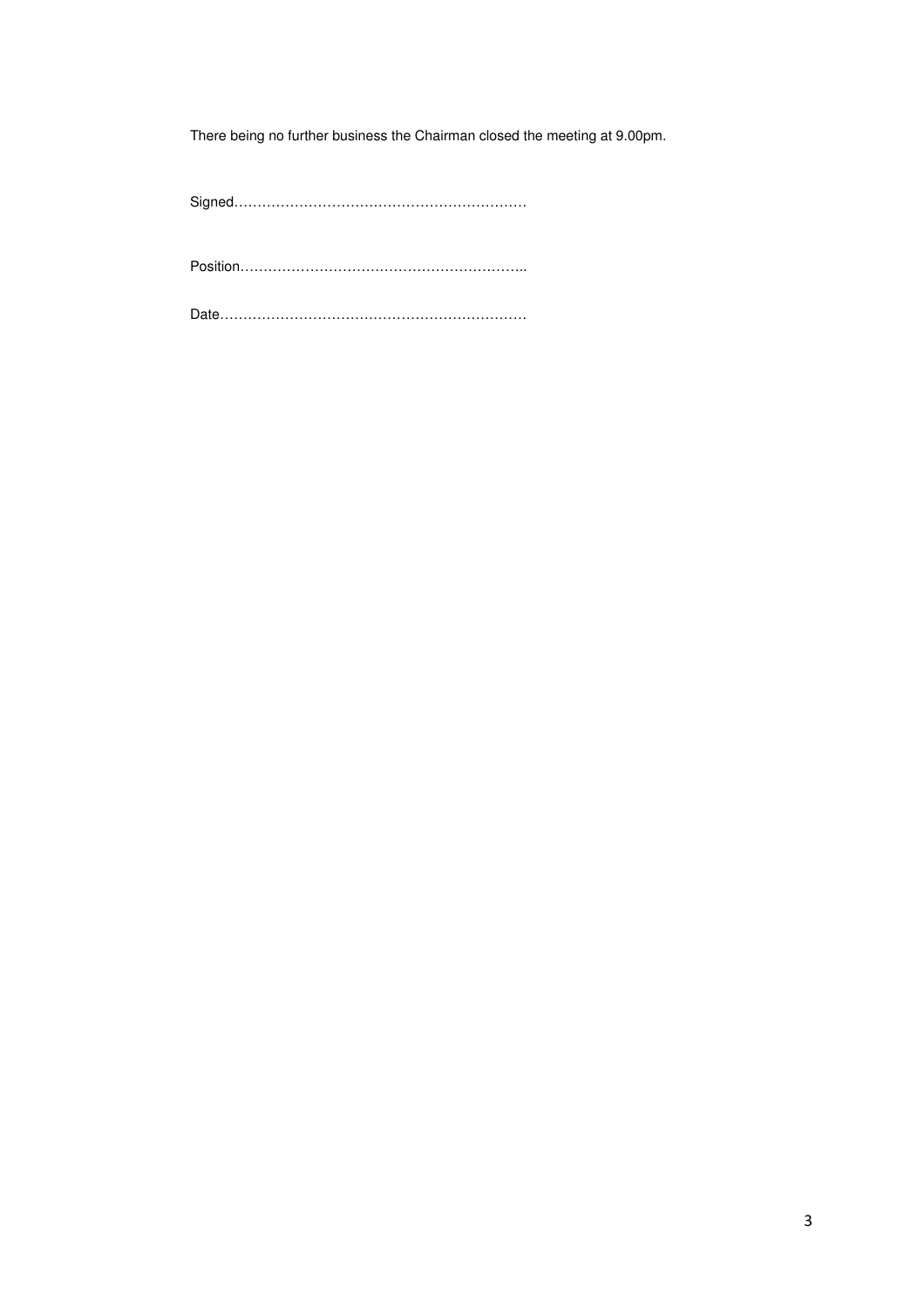There being no further business the Chairman closed the meeting at 9.00pm.

Signed………………………………………………………

Position……………………………………………………..

Date…………………………………………………………